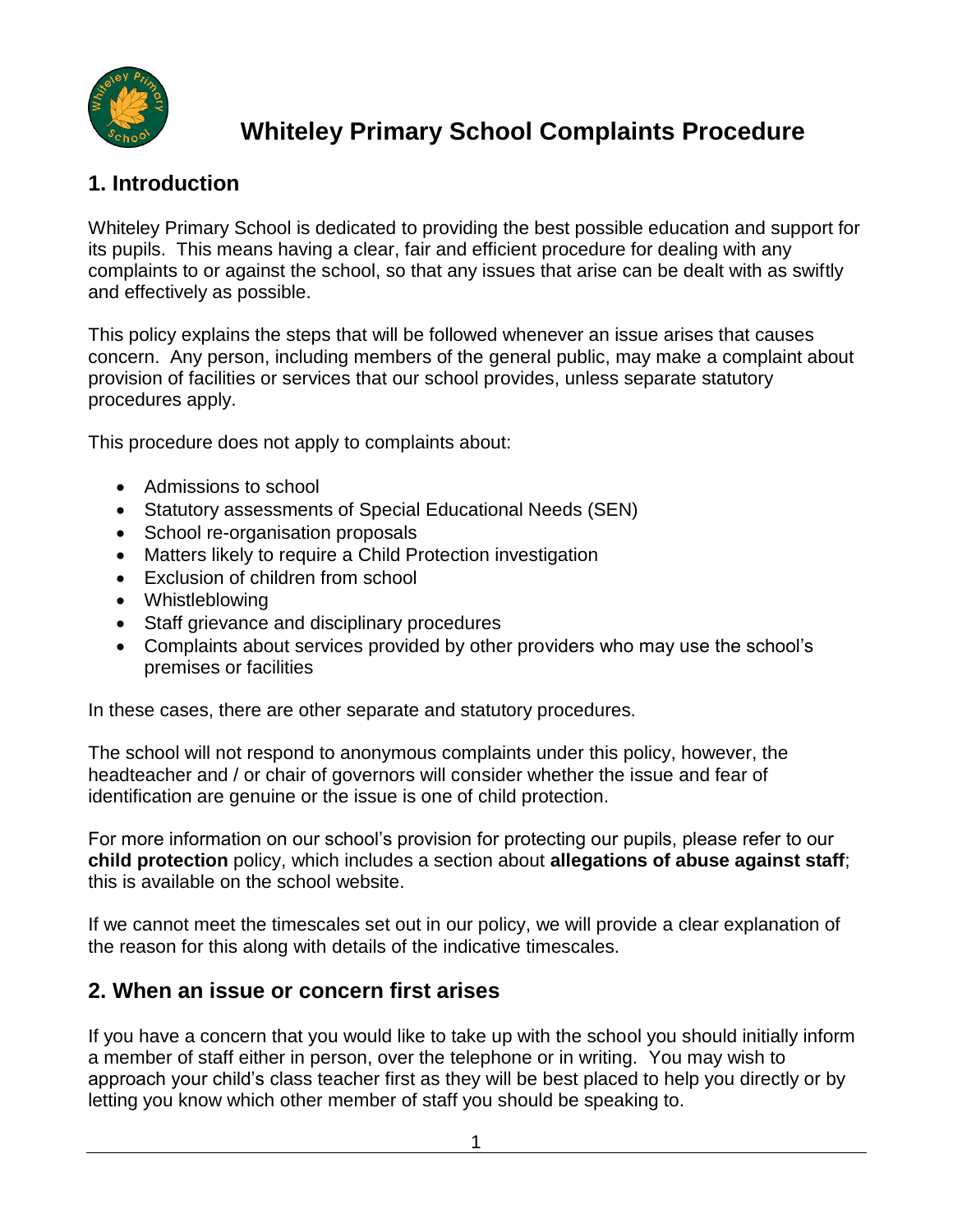# Whiteley Primary School Complaints Procedure

## 1. Introduction

Whiteley Primary School is dedicated to providing the best possible education and support for its pupils. This means having a clear, fair and efficient procedure for dealing with any complaints to or against the school, so that any issues that arise can be dealt with as swiftly and effectively as possible.

This policy explains the steps that will be followed whenever an issue arises that causes concern. Any person, including members of the general public, may make a complaint about provision of facilities or services that our school provides, unless separate statutory procedures apply.

This procedure does not apply to complaints about:

- Admissions to school
- Statutory assessments of Special Educational Needs (SEN)
- School re-organisation proposals
- Matters likely to require a Child Protection investigation
- Exclusion of children from school
- Whistleblowing
- Staff grievance and disciplinary procedures
- Complaints about services provided by other providers who may use the school's premises or facilities

In these cases, there are other separate and statutory procedures.

The school will not respond to anonymous complaints under this policy, however, the headteacher and / or chair of governors will consider whether the issue and fear of identification are genuine or the issue is one of child protection.

For more information on our school's provision for protecting our pupils, please refer to our **child protection** policy, which includes a section about **allegations of abuse against staff**; this is available on the school website.

If we cannot meet the timescales set out in our policy, we will provide a clear explanation of the reason for this along with details of the indicative timescales.

## 2. When an issue or concern first arises

If you have a concern that you would like to take up with the school you should initially inform a member of staff either in person, over the telephone or in writing. You may wish to approach your child's class teacher first as they will be best placed to help you directly or by letting you know which other member of staff you should be speaking to.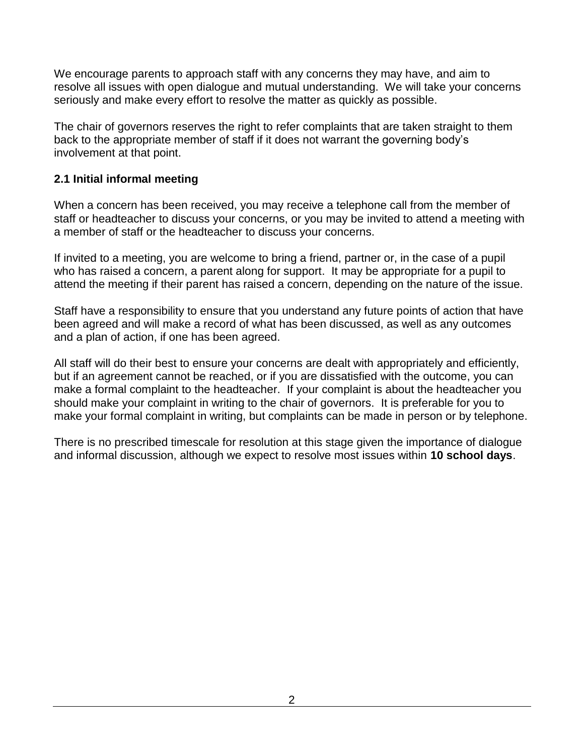We encourage parents to approach staff with any concerns they may have, and aim to resolve all issues with open dialogue and mutual understanding.  We will take your concerns seriously and make every effort to resolve the matter as quickly as possible.

The chair of governors reserves the right to refer complaints that are taken straight to them back to the appropriate member of staff if it does not warrant the governing body's involvement at that point.

### 2.1 Initial informal meeting

When a concern has been received, you may receive a telephone call from the member of staff or headteacher to discuss your concerns, or you may be invited to attend a meeting with a member of staff or the headteacher to discuss your concerns.

If invited to a meeting, you are welcome to bring a friend, partner or, in the case of a pupil who has raised a concern, a parent along for support.  It may be appropriate for a pupil to attend the meeting if their parent has raised a concern, depending on the nature of the issue.

Staff have a responsibility to ensure that you understand any future points of action that have been agreed and will make a record of what has been discussed, as well as any outcomes and a plan of action, if one has been agreed.

All staff will do their best to ensure your concerns are dealt with appropriately and efficiently, but if an agreement cannot be reached, or if you are dissatisfied with the outcome, you can make a formal complaint to the headteacher.  If your complaint is about the headteacher you should make your complaint in writing to the chair of governors.  It is preferable for you to make your formal complaint in writing, but complaints can be made in person or by telephone.

There is no prescribed timescale for resolution at this stage given the importance of dialogue and informal discussion, although we expect to resolve most issues within **10 school days**.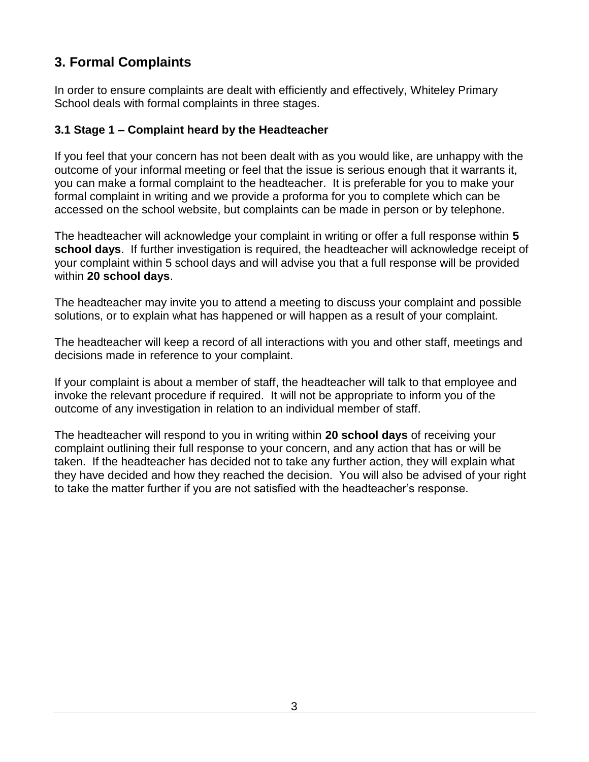## 3. Formal Complaints

In order to ensure complaints are dealt with efficiently and effectively, Whiteley Primary School deals with formal complaints in three stages.

### 3.1 Stage 1 – Complaint heard by the Headteacher

If you feel that your concern has not been dealt with as you would like, are unhappy with the outcome of your informal meeting or feel that the issue is serious enough that it warrants it, you can make a formal complaint to the headteacher. It is preferable for you to make your formal complaint in writing and we provide a proforma for you to complete which can be accessed on the school website, but complaints can be made in person or by telephone.

The headteacher will acknowledge your complaint in writing or offer a full response within **5 school days**. If further investigation is required, the headteacher will acknowledge receipt of your complaint within 5 school days and will advise you that a full response will be provided within **20 school days**.

The headteacher may invite you to attend a meeting to discuss your complaint and possible solutions, or to explain what has happened or will happen as a result of your complaint.

The headteacher will keep a record of all interactions with you and other staff, meetings and decisions made in reference to your complaint.

If your complaint is about a member of staff, the headteacher will talk to that employee and invoke the relevant procedure if required. It will not be appropriate to inform you of the outcome of any investigation in relation to an individual member of staff.

The headteacher will respond to you in writing within **20 school days** of receiving your complaint outlining their full response to your concern, and any action that has or will be taken. If the headteacher has decided not to take any further action, they will explain what they have decided and how they reached the decision. You will also be advised of your right to take the matter further if you are not satisfied with the headteacher's response.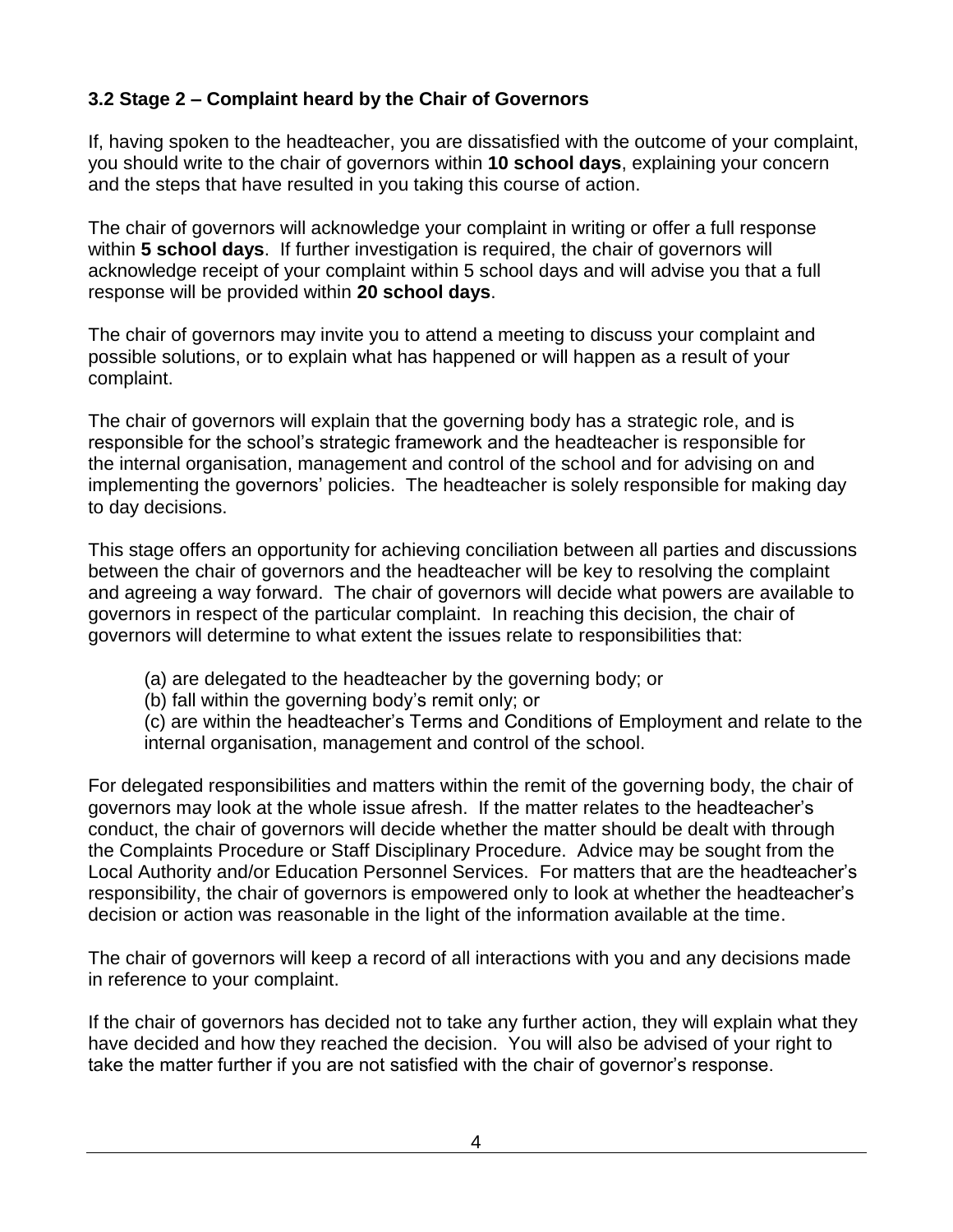### 3.2 Stage 2 – Complaint heard by the Chair of Governors

If, having spoken to the headteacher, you are dissatisfied with the outcome of your complaint, you should write to the chair of governors within **10 school days**, explaining your concern and the steps that have resulted in you taking this course of action.

The chair of governors will acknowledge your complaint in writing or offer a full response within **5 school days**. If further investigation is required, the chair of governors will acknowledge receipt of your complaint within 5 school days and will advise you that a full response will be provided within **20 school days**.

The chair of governors may invite you to attend a meeting to discuss your complaint and possible solutions, or to explain what has happened or will happen as a result of your complaint.

The chair of governors will explain that the governing body has a strategic role, and is responsible for the school's strategic framework and the headteacher is responsible for the internal organisation, management and control of the school and for advising on and implementing the governors' policies. The headteacher is solely responsible for making day to day decisions.

This stage offers an opportunity for achieving conciliation between all parties and discussions between the chair of governors and the headteacher will be key to resolving the complaint and agreeing a way forward. The chair of governors will decide what powers are available to governors in respect of the particular complaint. In reaching this decision, the chair of governors will determine to what extent the issues relate to responsibilities that:

(a) are delegated to the headteacher by the governing body; or
(b) fall within the governing body's remit only; or
(c) are within the headteacher's Terms and Conditions of Employment and relate to the internal organisation, management and control of the school.

For delegated responsibilities and matters within the remit of the governing body, the chair of governors may look at the whole issue afresh. If the matter relates to the headteacher's conduct, the chair of governors will decide whether the matter should be dealt with through the Complaints Procedure or Staff Disciplinary Procedure. Advice may be sought from the Local Authority and/or Education Personnel Services. For matters that are the headteacher's responsibility, the chair of governors is empowered only to look at whether the headteacher's decision or action was reasonable in the light of the information available at the time.

The chair of governors will keep a record of all interactions with you and any decisions made in reference to your complaint.

If the chair of governors has decided not to take any further action, they will explain what they have decided and how they reached the decision. You will also be advised of your right to take the matter further if you are not satisfied with the chair of governor's response.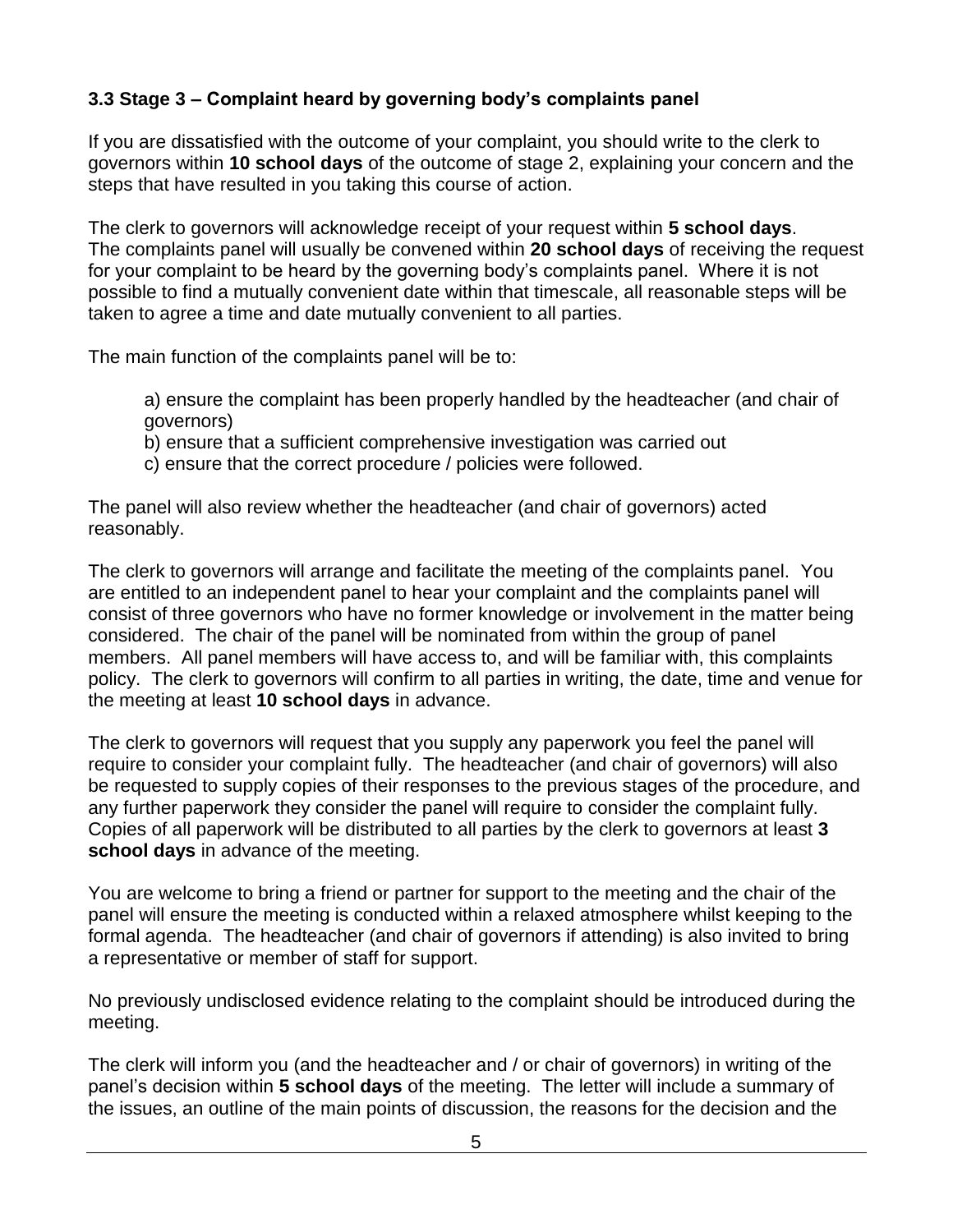### 3.3 Stage 3 – Complaint heard by governing body's complaints panel

If you are dissatisfied with the outcome of your complaint, you should write to the clerk to governors within **10 school days** of the outcome of stage 2, explaining your concern and the steps that have resulted in you taking this course of action.

The clerk to governors will acknowledge receipt of your request within **5 school days**. The complaints panel will usually be convened within **20 school days** of receiving the request for your complaint to be heard by the governing body's complaints panel. Where it is not possible to find a mutually convenient date within that timescale, all reasonable steps will be taken to agree a time and date mutually convenient to all parties.

The main function of the complaints panel will be to:

a) ensure the complaint has been properly handled by the headteacher (and chair of governors)
b) ensure that a sufficient comprehensive investigation was carried out
c) ensure that the correct procedure / policies were followed.

The panel will also review whether the headteacher (and chair of governors) acted reasonably.

The clerk to governors will arrange and facilitate the meeting of the complaints panel. You are entitled to an independent panel to hear your complaint and the complaints panel will consist of three governors who have no former knowledge or involvement in the matter being considered. The chair of the panel will be nominated from within the group of panel members. All panel members will have access to, and will be familiar with, this complaints policy. The clerk to governors will confirm to all parties in writing, the date, time and venue for the meeting at least **10 school days** in advance.

The clerk to governors will request that you supply any paperwork you feel the panel will require to consider your complaint fully. The headteacher (and chair of governors) will also be requested to supply copies of their responses to the previous stages of the procedure, and any further paperwork they consider the panel will require to consider the complaint fully. Copies of all paperwork will be distributed to all parties by the clerk to governors at least **3 school days** in advance of the meeting.

You are welcome to bring a friend or partner for support to the meeting and the chair of the panel will ensure the meeting is conducted within a relaxed atmosphere whilst keeping to the formal agenda. The headteacher (and chair of governors if attending) is also invited to bring a representative or member of staff for support.

No previously undisclosed evidence relating to the complaint should be introduced during the meeting.

The clerk will inform you (and the headteacher and / or chair of governors) in writing of the panel's decision within **5 school days** of the meeting. The letter will include a summary of the issues, an outline of the main points of discussion, the reasons for the decision and the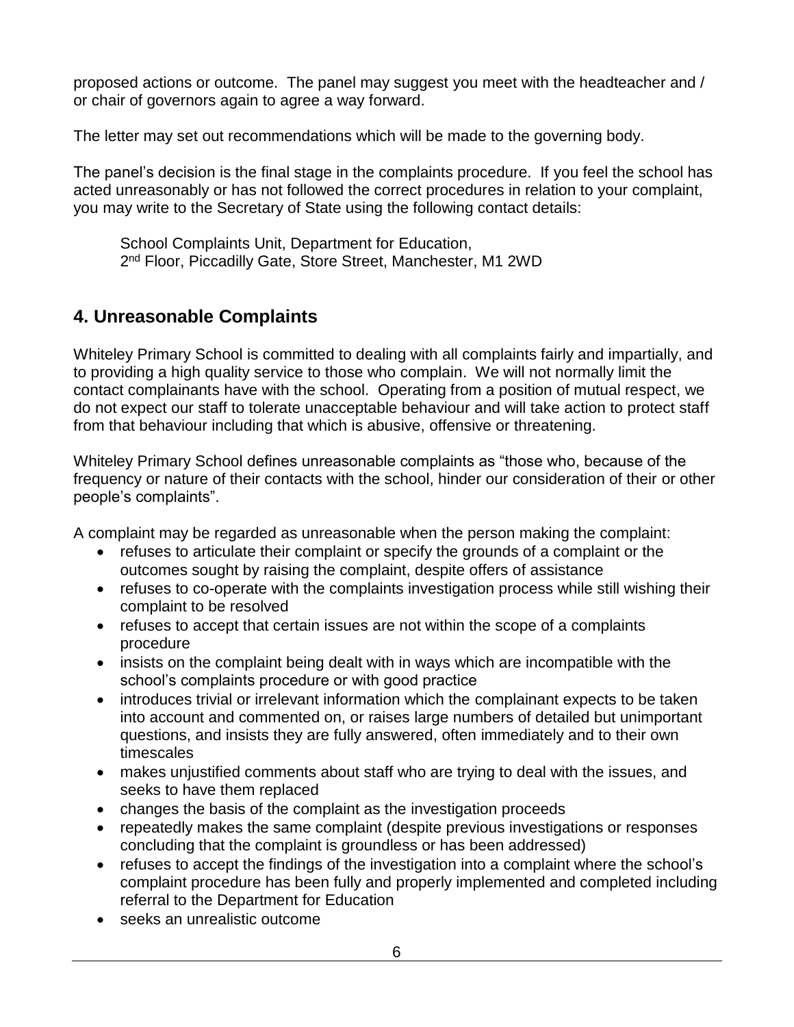proposed actions or outcome. The panel may suggest you meet with the headteacher and / or chair of governors again to agree a way forward.

The letter may set out recommendations which will be made to the governing body.

The panel's decision is the final stage in the complaints procedure. If you feel the school has acted unreasonably or has not followed the correct procedures in relation to your complaint, you may write to the Secretary of State using the following contact details:

> School Complaints Unit, Department for Education,
> 2nd Floor, Piccadilly Gate, Store Street, Manchester, M1 2WD

## 4. Unreasonable Complaints

Whiteley Primary School is committed to dealing with all complaints fairly and impartially, and to providing a high quality service to those who complain. We will not normally limit the contact complainants have with the school. Operating from a position of mutual respect, we do not expect our staff to tolerate unacceptable behaviour and will take action to protect staff from that behaviour including that which is abusive, offensive or threatening.

Whiteley Primary School defines unreasonable complaints as "those who, because of the frequency or nature of their contacts with the school, hinder our consideration of their or other people's complaints".

A complaint may be regarded as unreasonable when the person making the complaint:

- refuses to articulate their complaint or specify the grounds of a complaint or the outcomes sought by raising the complaint, despite offers of assistance
- refuses to co-operate with the complaints investigation process while still wishing their complaint to be resolved
- refuses to accept that certain issues are not within the scope of a complaints procedure
- insists on the complaint being dealt with in ways which are incompatible with the school's complaints procedure or with good practice
- introduces trivial or irrelevant information which the complainant expects to be taken into account and commented on, or raises large numbers of detailed but unimportant questions, and insists they are fully answered, often immediately and to their own timescales
- makes unjustified comments about staff who are trying to deal with the issues, and seeks to have them replaced
- changes the basis of the complaint as the investigation proceeds
- repeatedly makes the same complaint (despite previous investigations or responses concluding that the complaint is groundless or has been addressed)
- refuses to accept the findings of the investigation into a complaint where the school's complaint procedure has been fully and properly implemented and completed including referral to the Department for Education
- seeks an unrealistic outcome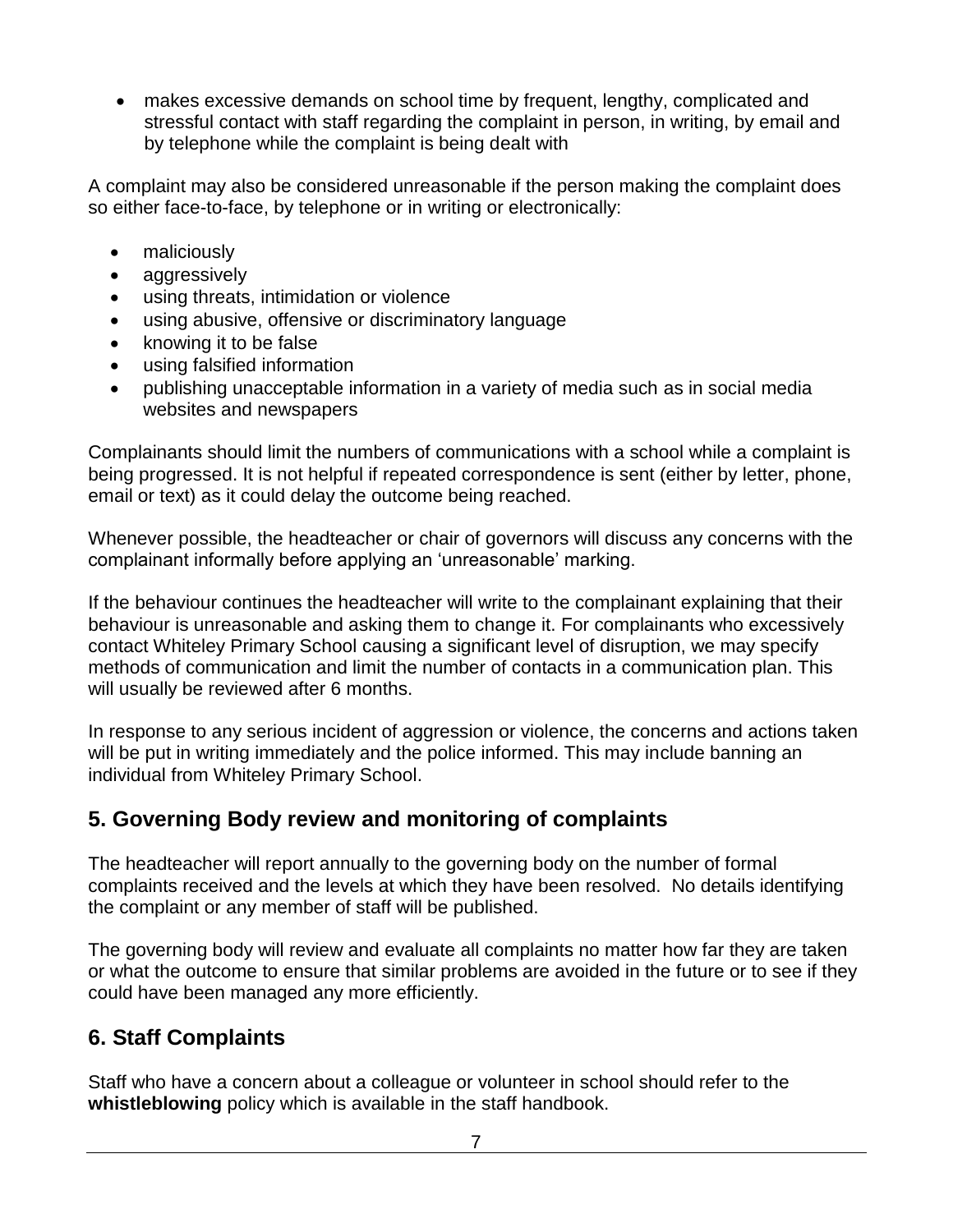- makes excessive demands on school time by frequent, lengthy, complicated and stressful contact with staff regarding the complaint in person, in writing, by email and by telephone while the complaint is being dealt with

A complaint may also be considered unreasonable if the person making the complaint does so either face-to-face, by telephone or in writing or electronically:

- maliciously
- aggressively
- using threats, intimidation or violence
- using abusive, offensive or discriminatory language
- knowing it to be false
- using falsified information
- publishing unacceptable information in a variety of media such as in social media websites and newspapers

Complainants should limit the numbers of communications with a school while a complaint is being progressed. It is not helpful if repeated correspondence is sent (either by letter, phone, email or text) as it could delay the outcome being reached.

Whenever possible, the headteacher or chair of governors will discuss any concerns with the complainant informally before applying an 'unreasonable' marking.

If the behaviour continues the headteacher will write to the complainant explaining that their behaviour is unreasonable and asking them to change it. For complainants who excessively contact Whiteley Primary School causing a significant level of disruption, we may specify methods of communication and limit the number of contacts in a communication plan. This will usually be reviewed after 6 months.

In response to any serious incident of aggression or violence, the concerns and actions taken will be put in writing immediately and the police informed. This may include banning an individual from Whiteley Primary School.

## 5. Governing Body review and monitoring of complaints

The headteacher will report annually to the governing body on the number of formal complaints received and the levels at which they have been resolved. No details identifying the complaint or any member of staff will be published.

The governing body will review and evaluate all complaints no matter how far they are taken or what the outcome to ensure that similar problems are avoided in the future or to see if they could have been managed any more efficiently.

## 6. Staff Complaints

Staff who have a concern about a colleague or volunteer in school should refer to the **whistleblowing** policy which is available in the staff handbook.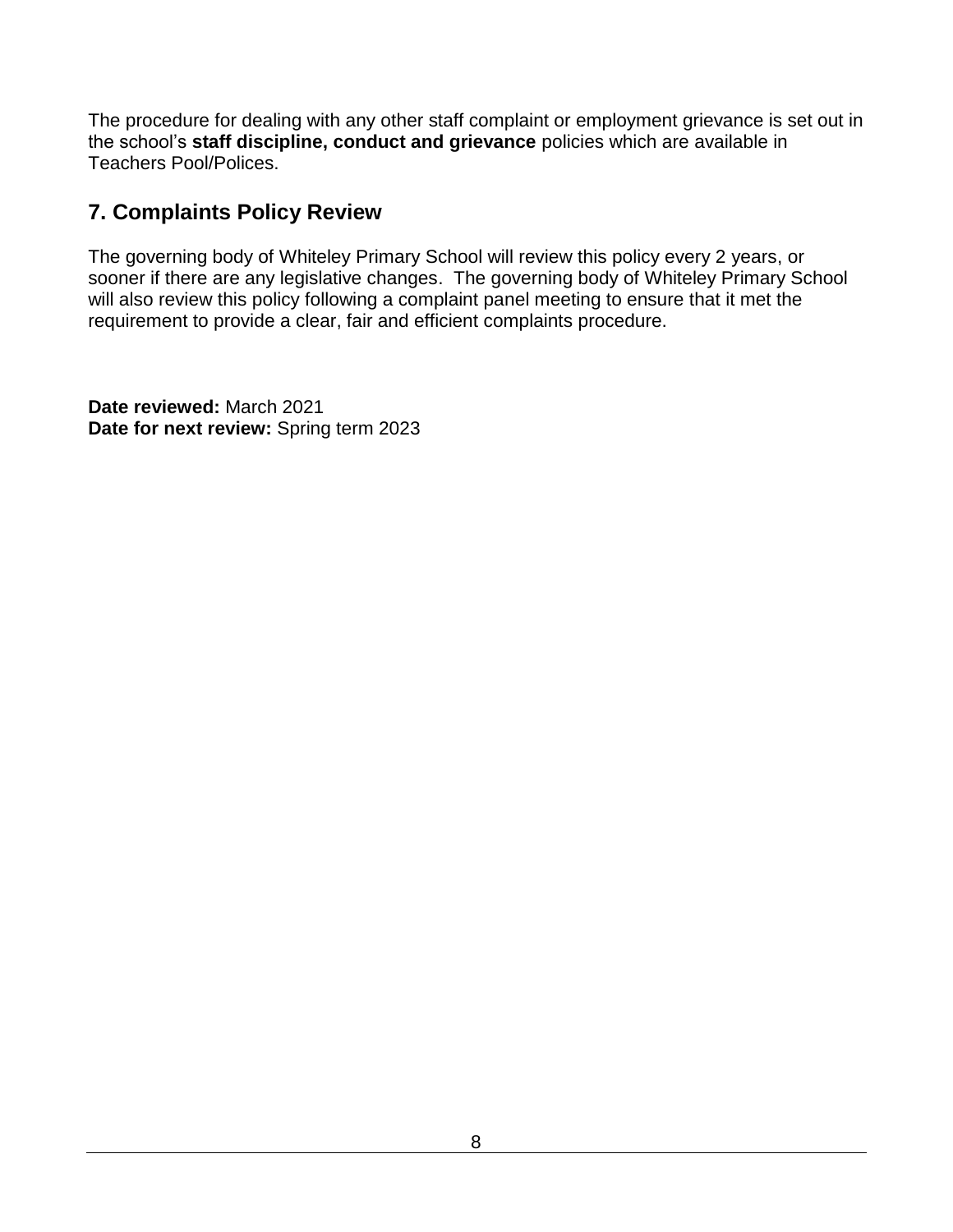The procedure for dealing with any other staff complaint or employment grievance is set out in the school's **staff discipline, conduct and grievance** policies which are available in Teachers Pool/Polices.

## 7. Complaints Policy Review

The governing body of Whiteley Primary School will review this policy every 2 years, or sooner if there are any legislative changes. The governing body of Whiteley Primary School will also review this policy following a complaint panel meeting to ensure that it met the requirement to provide a clear, fair and efficient complaints procedure.

**Date reviewed:** March 2021
**Date for next review:** Spring term 2023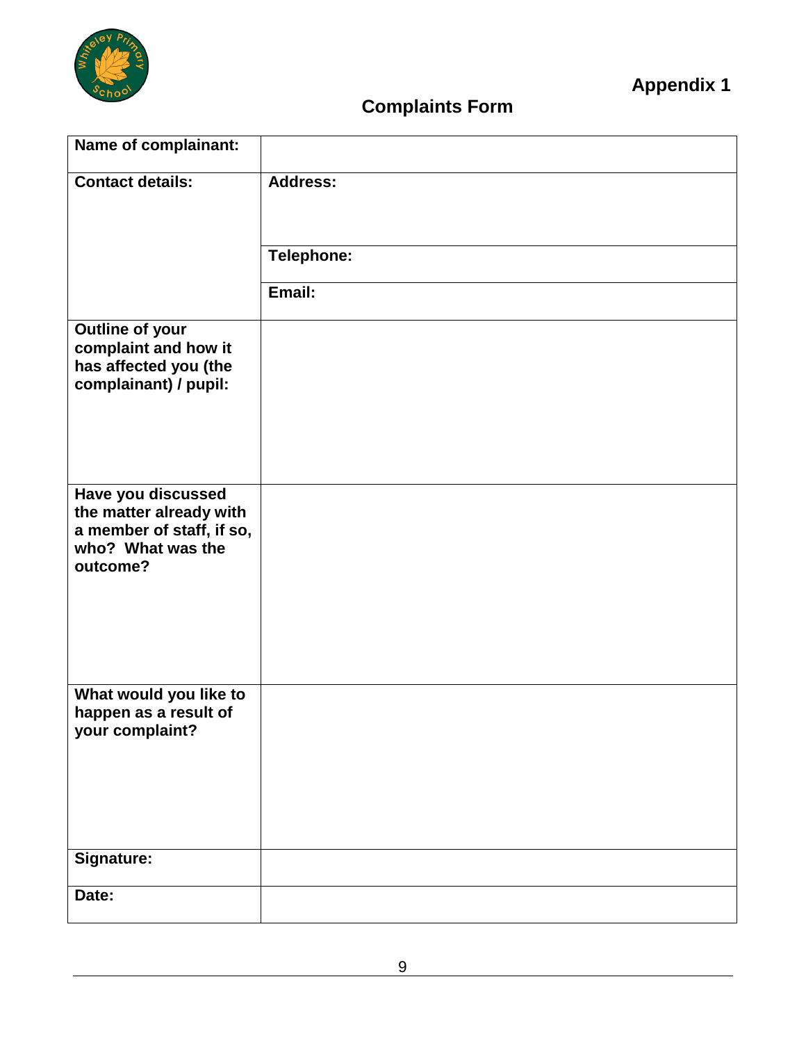Appendix 1

# Complaints Form

| Name of complainant: | |
|---|---|
| Contact details: | Address: |
| | Telephone: |
| | Email: |
| Outline of your complaint and how it has affected you (the complainant) / pupil: | |
| Have you discussed the matter already with a member of staff, if so, who? What was the outcome? | |
| What would you like to happen as a result of your complaint? | |
| Signature: | |
| Date: | |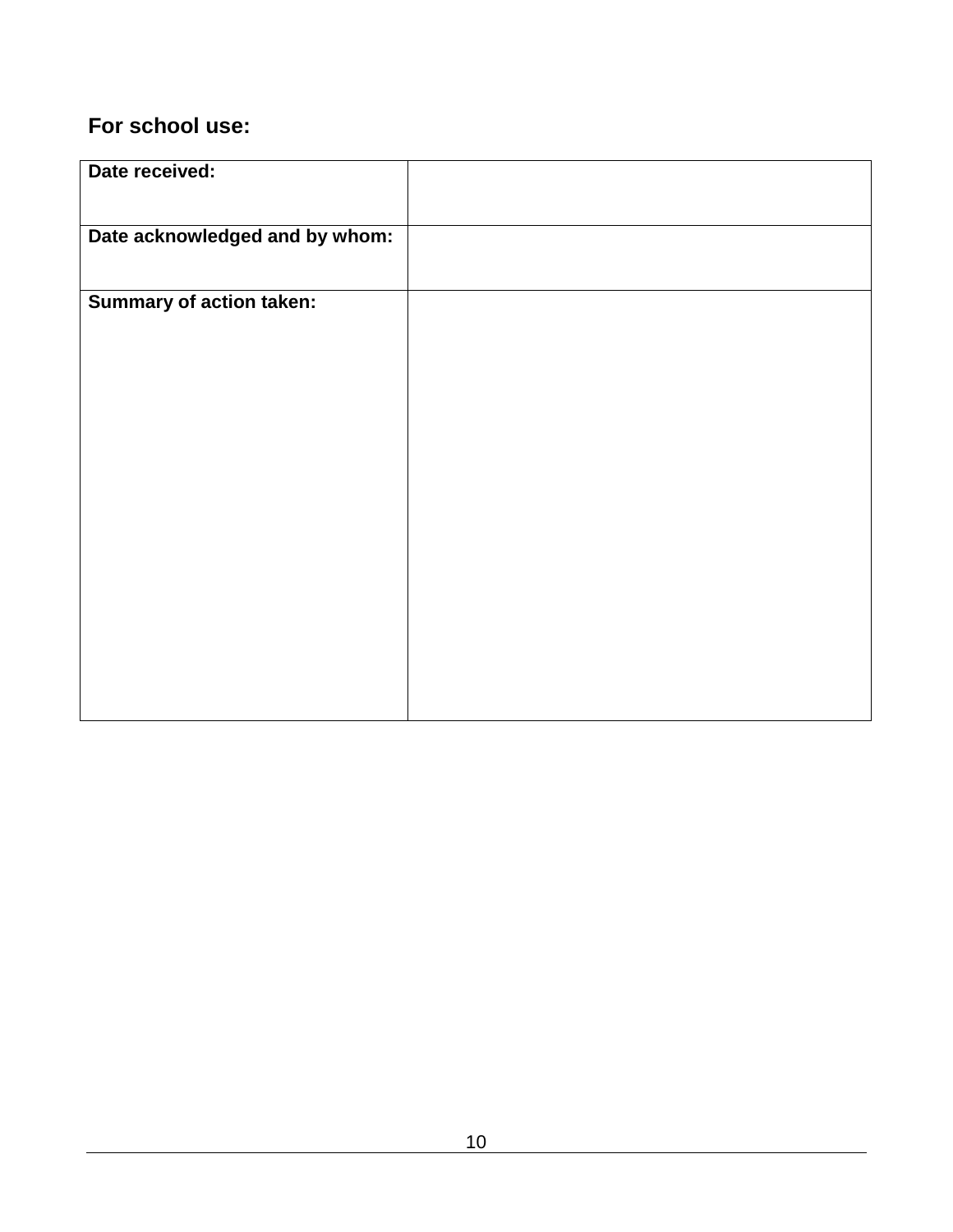**For school use:**

| | |
|---|---|
| **Date received:** | |
| **Date acknowledged and by whom:** | |
| **Summary of action taken:** | |